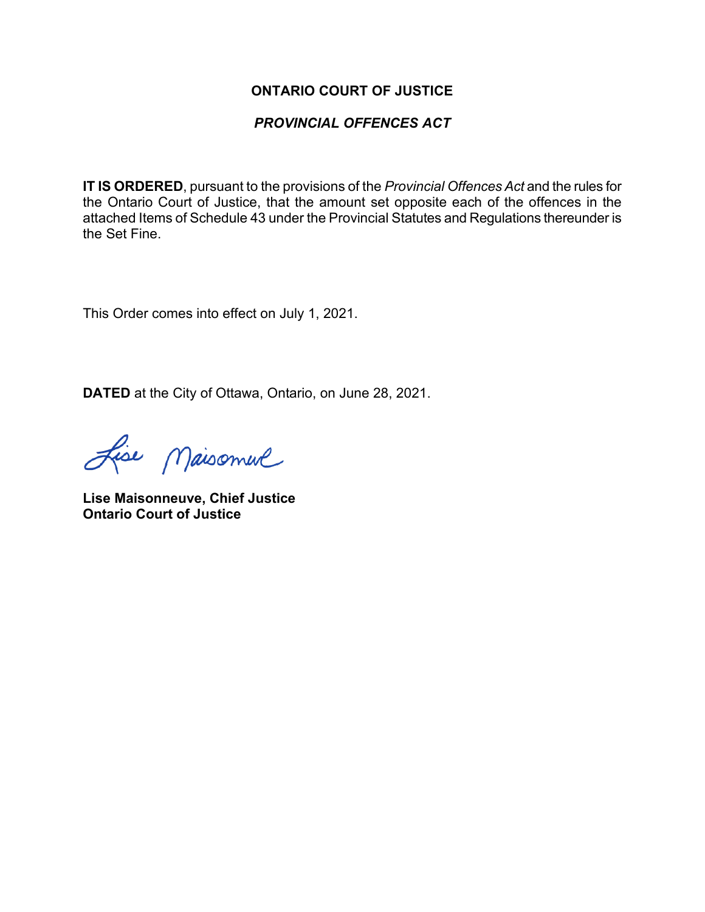**ONTARIO COURT OF JUSTICE**

***PROVINCIAL OFFENCES ACT***

**IT IS ORDERED**, pursuant to the provisions of the *Provincial Offences Act* and the rules for the Ontario Court of Justice, that the amount set opposite each of the offences in the attached Items of Schedule 43 under the Provincial Statutes and Regulations thereunder is the Set Fine.

This Order comes into effect on July 1, 2021.

**DATED** at the City of Ottawa, Ontario, on June 28, 2021.

**Lise Maisonneuve, Chief Justice**
**Ontario Court of Justice**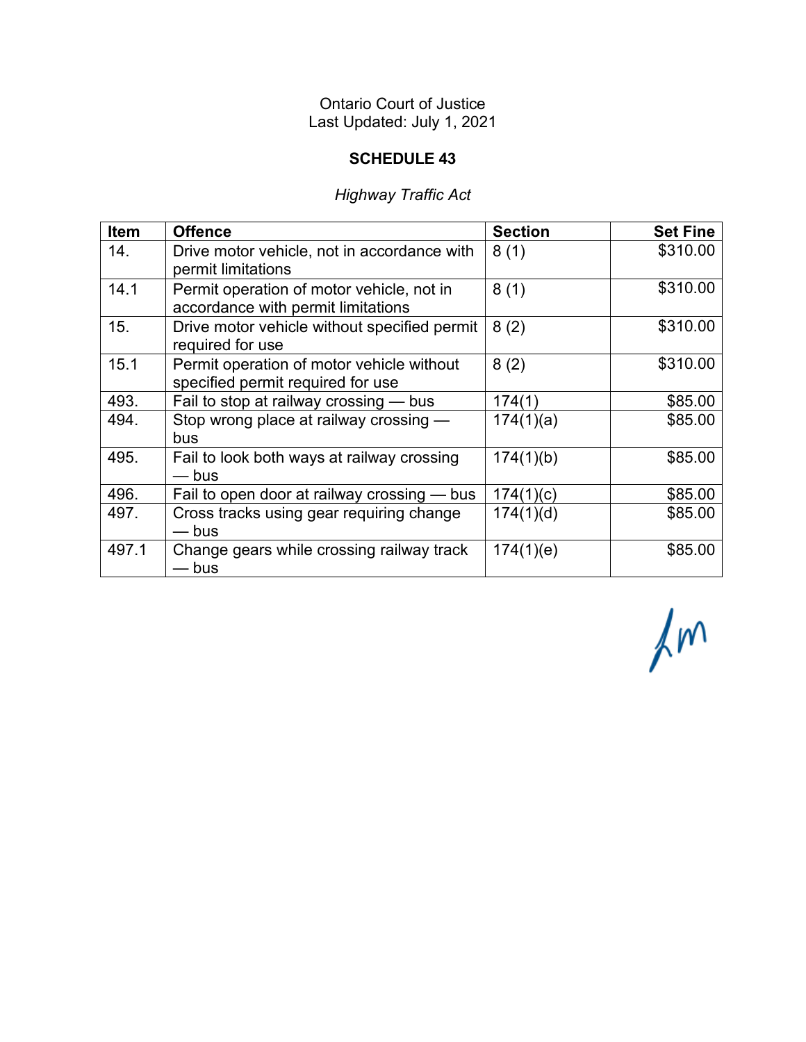Ontario Court of Justice
Last Updated: July 1, 2021

## SCHEDULE 43

*Highway Traffic Act*

| Item | Offence | Section | Set Fine |
|---|---|---|---|
| 14. | Drive motor vehicle, not in accordance with permit limitations | 8 (1) | $310.00 |
| 14.1 | Permit operation of motor vehicle, not in accordance with permit limitations | 8 (1) | $310.00 |
| 15. | Drive motor vehicle without specified permit required for use | 8 (2) | $310.00 |
| 15.1 | Permit operation of motor vehicle without specified permit required for use | 8 (2) | $310.00 |
| 493. | Fail to stop at railway crossing — bus | 174(1) | $85.00 |
| 494. | Stop wrong place at railway crossing — bus | 174(1)(a) | $85.00 |
| 495. | Fail to look both ways at railway crossing — bus | 174(1)(b) | $85.00 |
| 496. | Fail to open door at railway crossing — bus | 174(1)(c) | $85.00 |
| 497. | Cross tracks using gear requiring change — bus | 174(1)(d) | $85.00 |
| 497.1 | Change gears while crossing railway track — bus | 174(1)(e) | $85.00 |